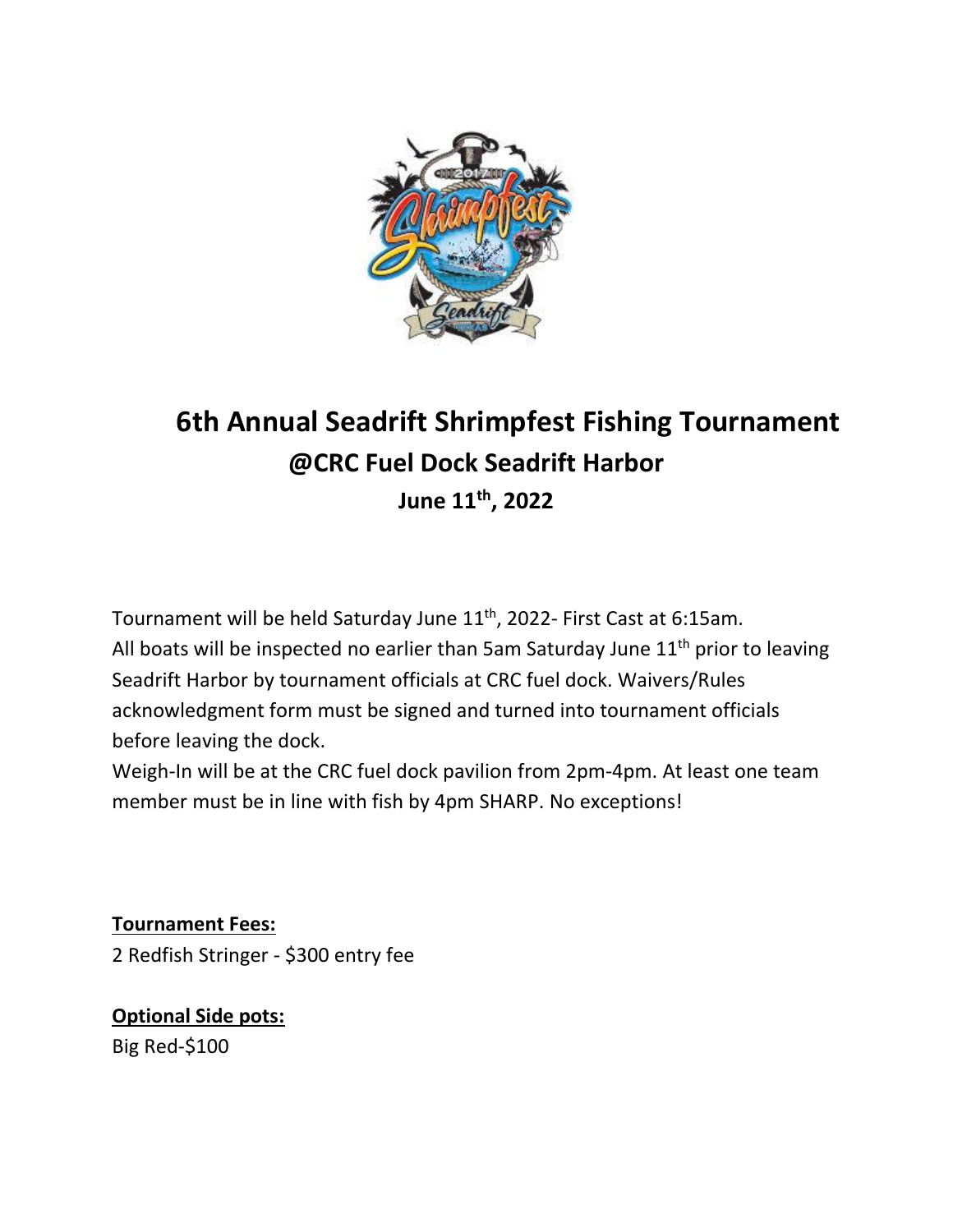# 6th Annual Seadrift Shrimpfest Fishing Tournament

## @CRC Fuel Dock Seadrift Harbor

### June 11th, 2022

Tournament will be held Saturday June 11th, 2022- First Cast at 6:15am.
All boats will be inspected no earlier than 5am Saturday June 11th prior to leaving Seadrift Harbor by tournament officials at CRC fuel dock. Waivers/Rules acknowledgment form must be signed and turned into tournament officials before leaving the dock.
Weigh-In will be at the CRC fuel dock pavilion from 2pm-4pm. At least one team member must be in line with fish by 4pm SHARP. No exceptions!

**Tournament Fees:**
2 Redfish Stringer - $300 entry fee

**Optional Side pots:**
Big Red-$100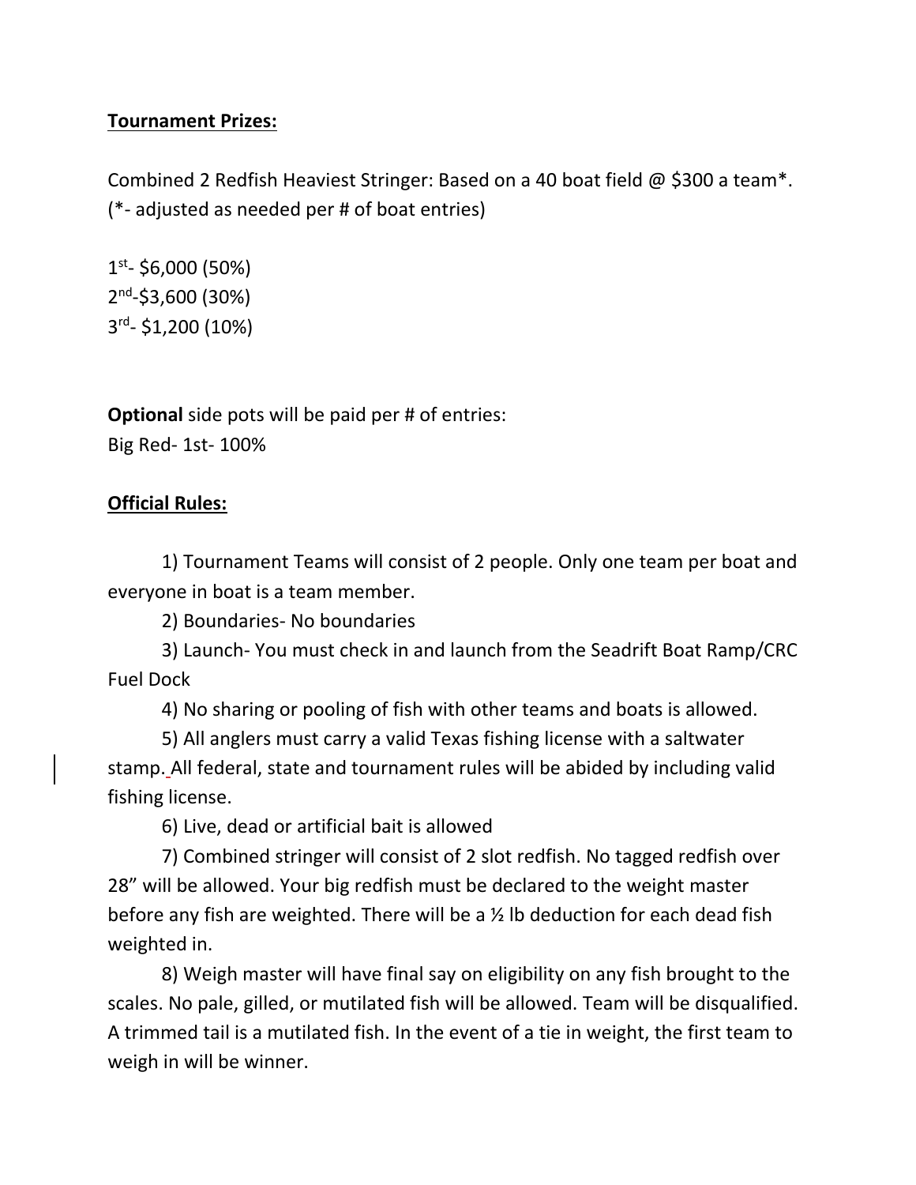**Tournament Prizes:**

Combined 2 Redfish Heaviest Stringer: Based on a 40 boat field @ $300 a team*. (*- adjusted as needed per # of boat entries)

1st- $6,000 (50%)
2nd-$3,600 (30%)
3rd- $1,200 (10%)

**Optional** side pots will be paid per # of entries:
Big Red- 1st- 100%

**Official Rules:**

1) Tournament Teams will consist of 2 people. Only one team per boat and everyone in boat is a team member.

2) Boundaries- No boundaries

3) Launch- You must check in and launch from the Seadrift Boat Ramp/CRC Fuel Dock

4) No sharing or pooling of fish with other teams and boats is allowed.

5) All anglers must carry a valid Texas fishing license with a saltwater stamp. All federal, state and tournament rules will be abided by including valid fishing license.

6) Live, dead or artificial bait is allowed

7) Combined stringer will consist of 2 slot redfish. No tagged redfish over 28" will be allowed. Your big redfish must be declared to the weight master before any fish are weighted. There will be a ½ lb deduction for each dead fish weighted in.

8) Weigh master will have final say on eligibility on any fish brought to the scales. No pale, gilled, or mutilated fish will be allowed. Team will be disqualified. A trimmed tail is a mutilated fish. In the event of a tie in weight, the first team to weigh in will be winner.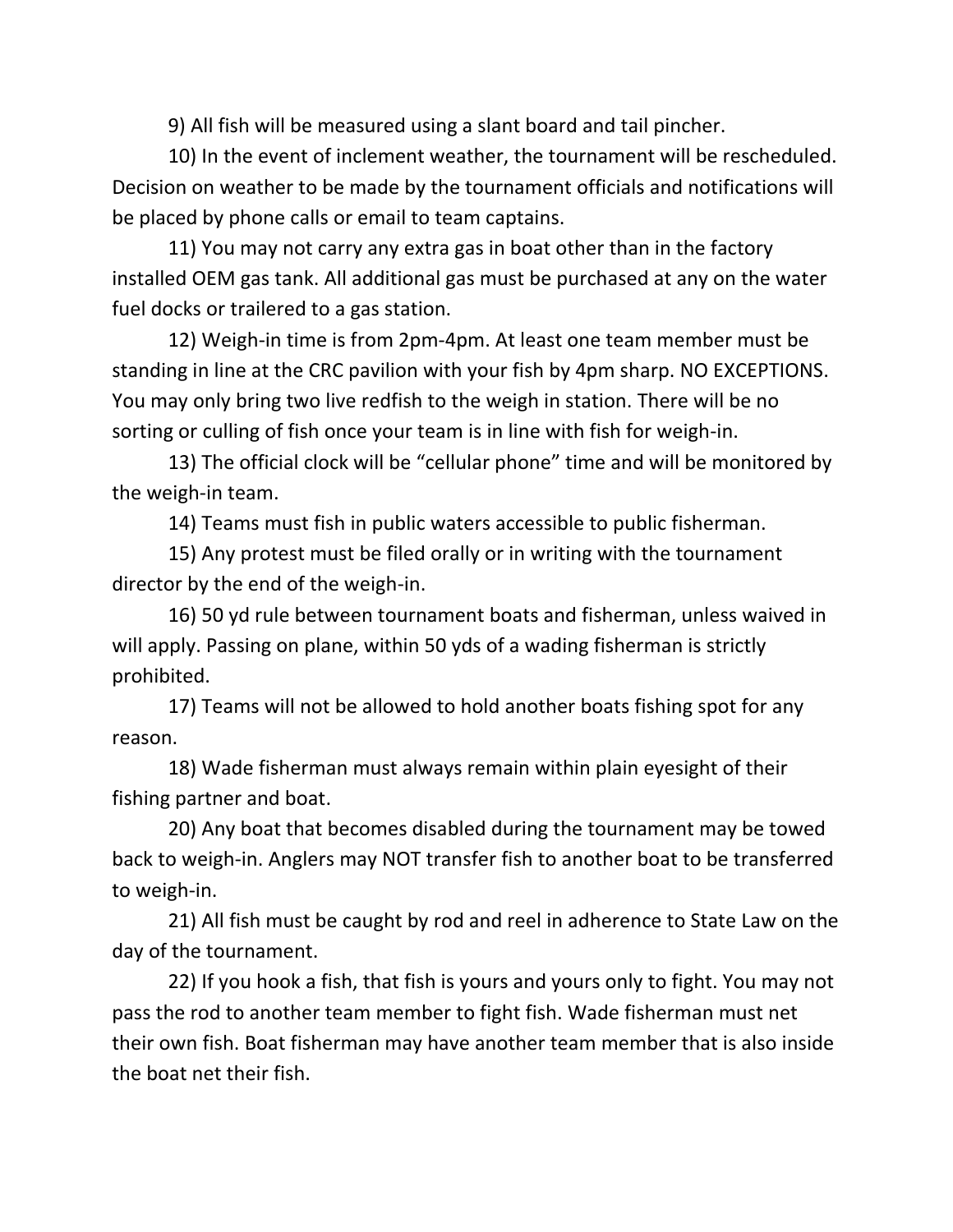9) All fish will be measured using a slant board and tail pincher.

10) In the event of inclement weather, the tournament will be rescheduled. Decision on weather to be made by the tournament officials and notifications will be placed by phone calls or email to team captains.

11) You may not carry any extra gas in boat other than in the factory installed OEM gas tank. All additional gas must be purchased at any on the water fuel docks or trailered to a gas station.

12) Weigh-in time is from 2pm-4pm. At least one team member must be standing in line at the CRC pavilion with your fish by 4pm sharp. NO EXCEPTIONS. You may only bring two live redfish to the weigh in station. There will be no sorting or culling of fish once your team is in line with fish for weigh-in.

13) The official clock will be "cellular phone" time and will be monitored by the weigh-in team.

14) Teams must fish in public waters accessible to public fisherman.

15) Any protest must be filed orally or in writing with the tournament director by the end of the weigh-in.

16) 50 yd rule between tournament boats and fisherman, unless waived in will apply. Passing on plane, within 50 yds of a wading fisherman is strictly prohibited.

17) Teams will not be allowed to hold another boats fishing spot for any reason.

18) Wade fisherman must always remain within plain eyesight of their fishing partner and boat.

20) Any boat that becomes disabled during the tournament may be towed back to weigh-in. Anglers may NOT transfer fish to another boat to be transferred to weigh-in.

21) All fish must be caught by rod and reel in adherence to State Law on the day of the tournament.

22) If you hook a fish, that fish is yours and yours only to fight. You may not pass the rod to another team member to fight fish. Wade fisherman must net their own fish. Boat fisherman may have another team member that is also inside the boat net their fish.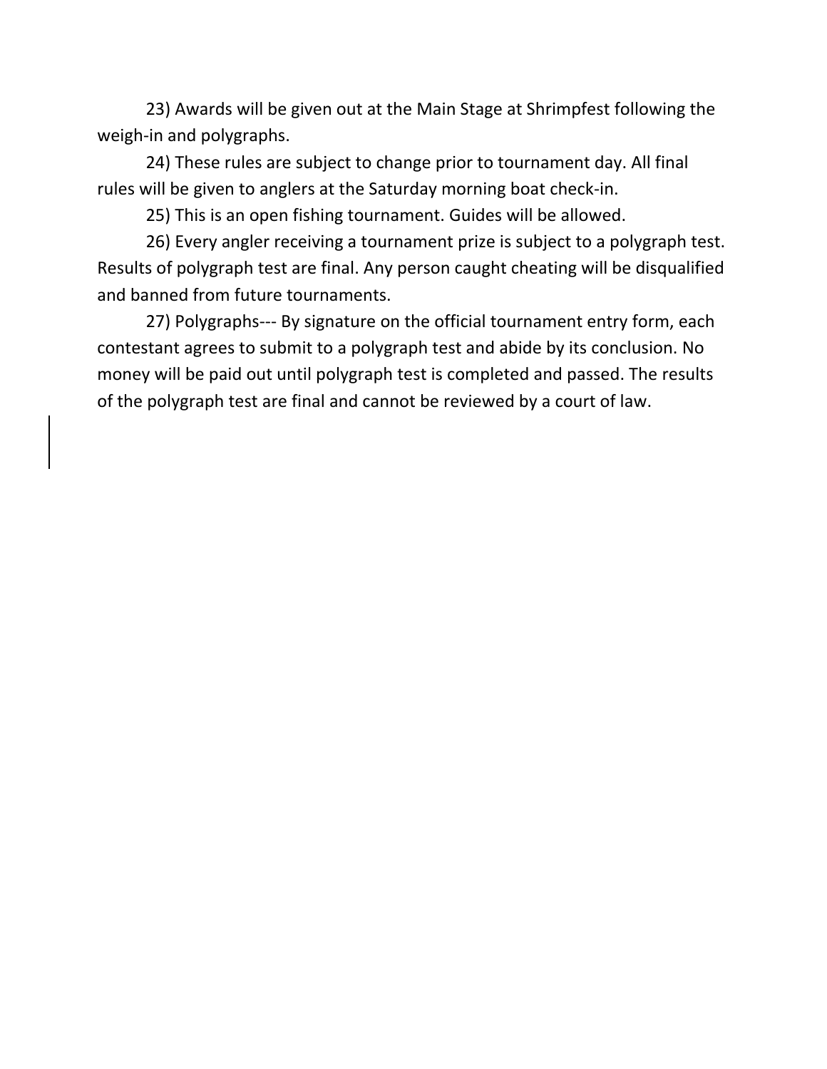23) Awards will be given out at the Main Stage at Shrimpfest following the weigh-in and polygraphs.

24) These rules are subject to change prior to tournament day. All final rules will be given to anglers at the Saturday morning boat check-in.

25) This is an open fishing tournament. Guides will be allowed.

26) Every angler receiving a tournament prize is subject to a polygraph test. Results of polygraph test are final. Any person caught cheating will be disqualified and banned from future tournaments.

27) Polygraphs--- By signature on the official tournament entry form, each contestant agrees to submit to a polygraph test and abide by its conclusion. No money will be paid out until polygraph test is completed and passed. The results of the polygraph test are final and cannot be reviewed by a court of law.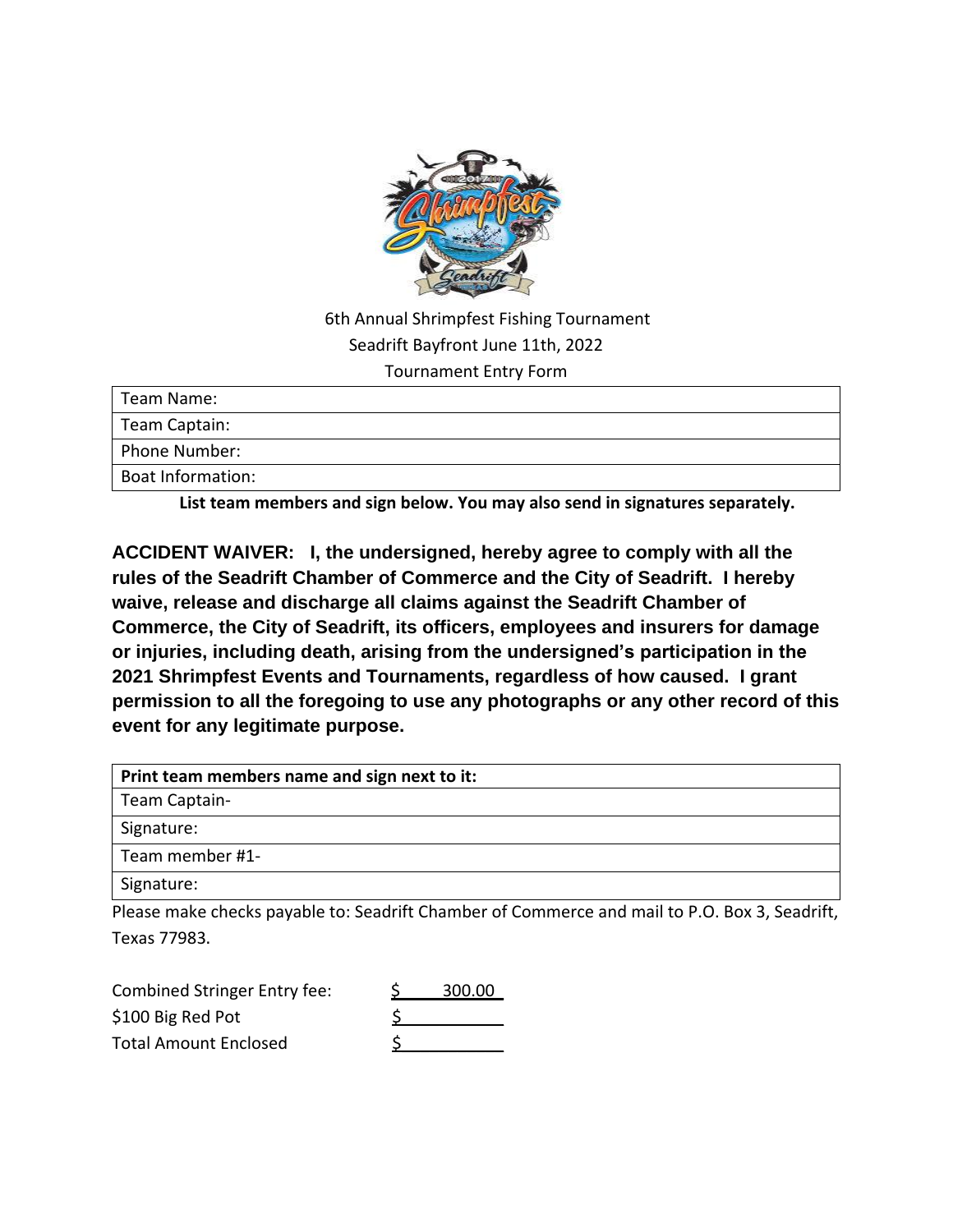6th Annual Shrimpfest Fishing Tournament
Seadrift Bayfront June 11th, 2022
Tournament Entry Form

| |
|---|
| Team Name: |
| Team Captain: |
| Phone Number: |
| Boat Information: |

**List team members and sign below. You may also send in signatures separately.**

**ACCIDENT WAIVER: I, the undersigned, hereby agree to comply with all the rules of the Seadrift Chamber of Commerce and the City of Seadrift. I hereby waive, release and discharge all claims against the Seadrift Chamber of Commerce, the City of Seadrift, its officers, employees and insurers for damage or injuries, including death, arising from the undersigned's participation in the 2021 Shrimpfest Events and Tournaments, regardless of how caused. I grant permission to all the foregoing to use any photographs or any other record of this event for any legitimate purpose.**

| **Print team members name and sign next to it:** |
|---|
| Team Captain- |
| Signature: |
| Team member #1- |
| Signature: |

Please make checks payable to: Seadrift Chamber of Commerce and mail to P.O. Box 3, Seadrift, Texas 77983.

| | |
|---|---|
| Combined Stringer Entry fee: | $ 300.00 |
| $100 Big Red Pot | $ |
| Total Amount Enclosed | $ |